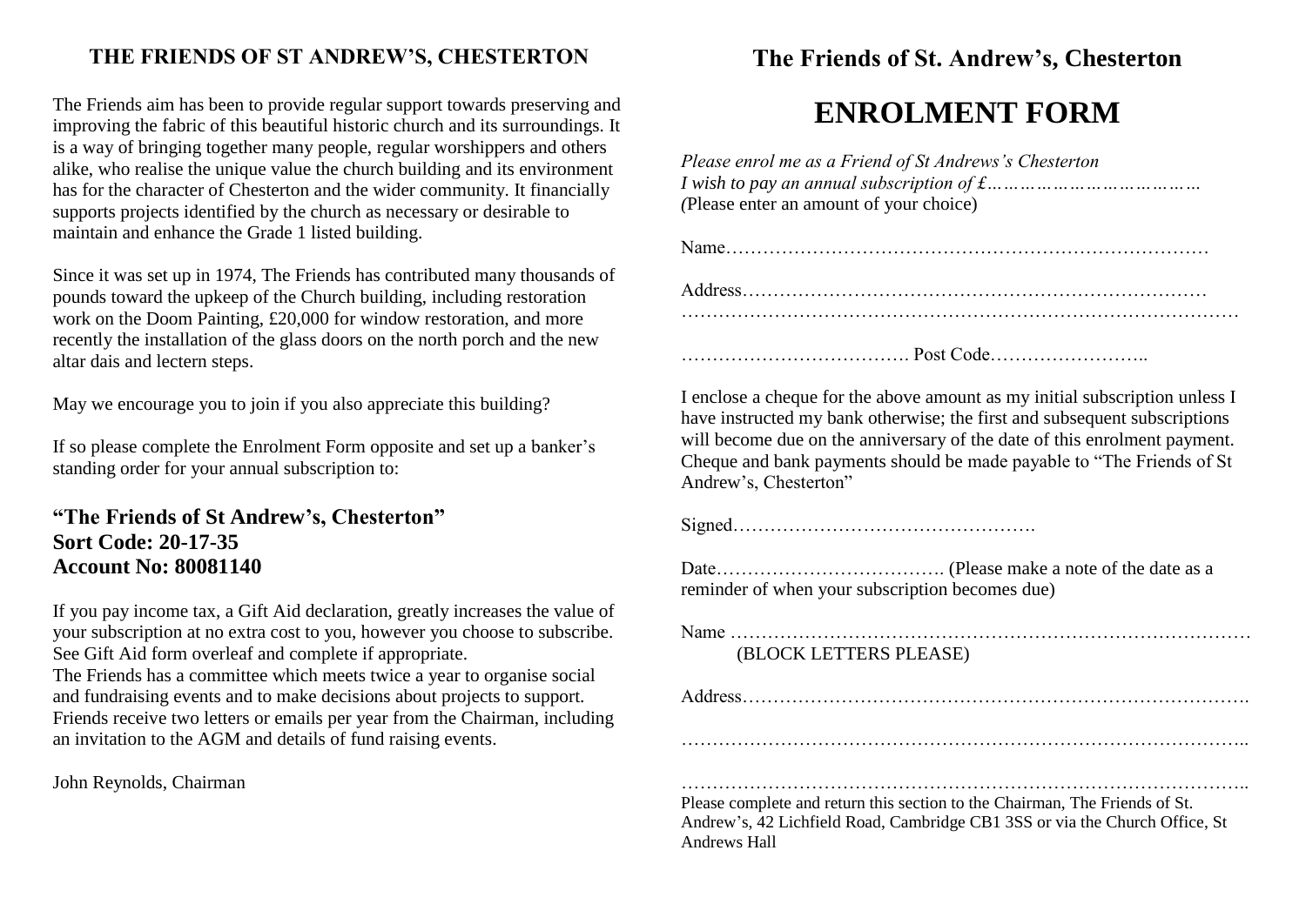## THE FRIENDS OF ST ANDREW'S, CHESTERTON

The Friends aim has been to provide regular support towards preserving and improving the fabric of this beautiful historic church and its surroundings. It is a way of bringing together many people, regular worshippers and others alike, who realise the unique value the church building and its environment has for the character of Chesterton and the wider community. It financially supports projects identified by the church as necessary or desirable to maintain and enhance the Grade 1 listed building.

Since it was set up in 1974, The Friends has contributed many thousands of pounds toward the upkeep of the Church building, including restoration work on the Doom Painting, £20,000 for window restoration, and more recently the installation of the glass doors on the north porch and the new altar dais and lectern steps.

May we encourage you to join if you also appreciate this building?

If so please complete the Enrolment Form opposite and set up a banker's standing order for your annual subscription to:

**"The Friends of St Andrew's, Chesterton"**
**Sort Code: 20-17-35**
**Account No: 80081140**

If you pay income tax, a Gift Aid declaration, greatly increases the value of your subscription at no extra cost to you, however you choose to subscribe. See Gift Aid form overleaf and complete if appropriate.
The Friends has a committee which meets twice a year to organise social and fundraising events and to make decisions about projects to support. Friends receive two letters or emails per year from the Chairman, including an invitation to the AGM and details of fund raising events.

John Reynolds, Chairman

## The Friends of St. Andrew's, Chesterton

# ENROLMENT FORM

*Please enrol me as a Friend of St Andrews's Chesterton*
*I wish to pay an annual subscription of £…………………………………*
(Please enter an amount of your choice)

Name……………………………………………………………………

Address…………………………………………………………………
……………………………………………………………………………

………………………………. Post Code……………………..

I enclose a cheque for the above amount as my initial subscription unless I have instructed my bank otherwise; the first and subsequent subscriptions will become due on the anniversary of the date of this enrolment payment. Cheque and bank payments should be made payable to "The Friends of St Andrew's, Chesterton"

Signed………………………………………….

Date………………………………. (Please make a note of the date as a reminder of when your subscription becomes due)

Name ……………………………………………………………………
(BLOCK LETTERS PLEASE)

Address…………………………………………………………………….

……………………………………………………………………………..

……………………………………………………………………………..

Please complete and return this section to the Chairman, The Friends of St. Andrew's, 42 Lichfield Road, Cambridge CB1 3SS or via the Church Office, St Andrews Hall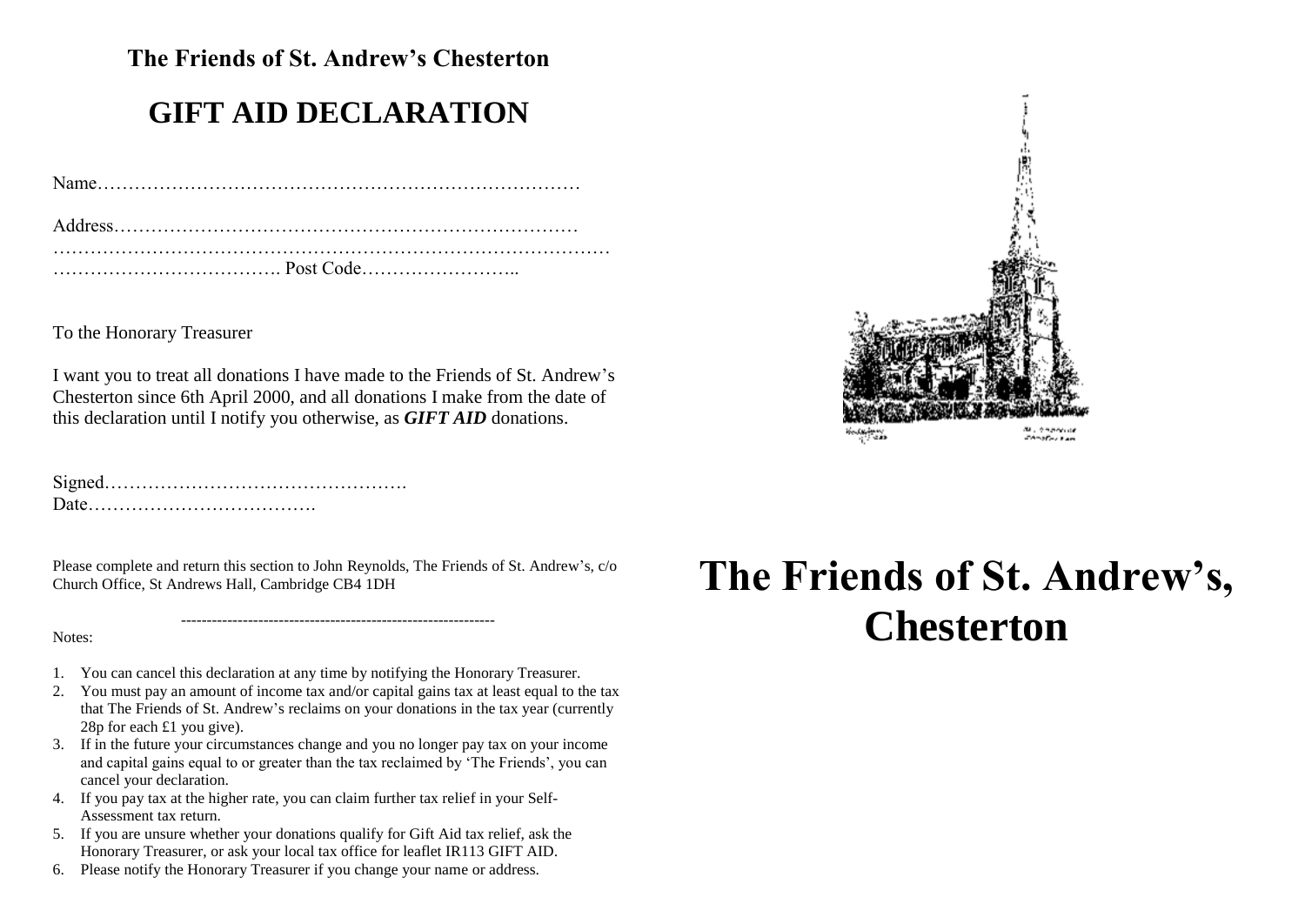**The Friends of St. Andrew's Chesterton**

# GIFT AID DECLARATION

Name…………………………………………………………………………

Address……………………………………………………………………
……………………………………………………………………………………
………………………………. Post Code……………………..

To the Honorary Treasurer

I want you to treat all donations I have made to the Friends of St. Andrew's Chesterton since 6th April 2000, and all donations I make from the date of this declaration until I notify you otherwise, as ***GIFT AID*** donations.

Signed………………………………………….
Date……………………………….

Please complete and return this section to John Reynolds, The Friends of St. Andrew's, c/o Church Office, St Andrews Hall, Cambridge CB4 1DH

---

Notes:

1. You can cancel this declaration at any time by notifying the Honorary Treasurer.
2. You must pay an amount of income tax and/or capital gains tax at least equal to the tax that The Friends of St. Andrew's reclaims on your donations in the tax year (currently 28p for each £1 you give).
3. If in the future your circumstances change and you no longer pay tax on your income and capital gains equal to or greater than the tax reclaimed by 'The Friends', you can cancel your declaration.
4. If you pay tax at the higher rate, you can claim further tax relief in your Self-Assessment tax return.
5. If you are unsure whether your donations qualify for Gift Aid tax relief, ask the Honorary Treasurer, or ask your local tax office for leaflet IR113 GIFT AID.
6. Please notify the Honorary Treasurer if you change your name or address.

# The Friends of St. Andrew's, Chesterton